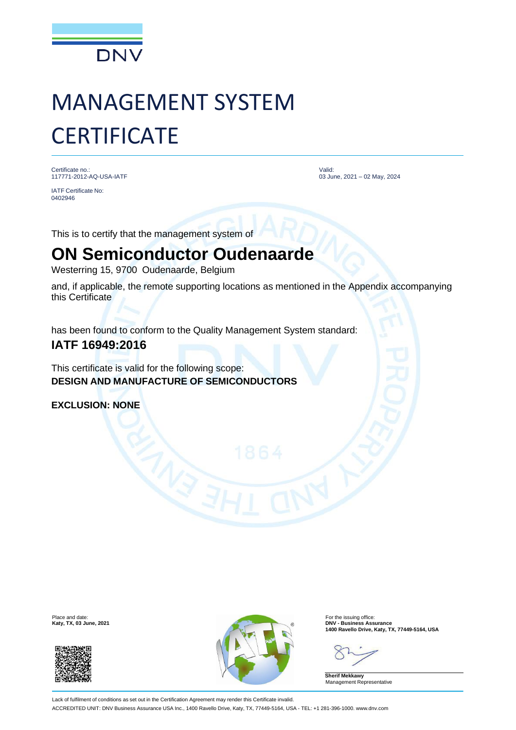DNV

# MANAGEMENT SYSTEM CERTIFICATE

Certificate no.:
117771-2012-AQ-USA-IATF

IATF Certificate No:
0402946

Valid:
03 June, 2021 – 02 May, 2024

This is to certify that the management system of

## ON Semiconductor Oudenaarde

Westerring 15, 9700 Oudenaarde, Belgium

and, if applicable, the remote supporting locations as mentioned in the Appendix accompanying this Certificate

has been found to conform to the Quality Management System standard:

### IATF 16949:2016

This certificate is valid for the following scope:
**DESIGN AND MANUFACTURE OF SEMICONDUCTORS**

**EXCLUSION: NONE**

Place and date:
**Katy, TX, 03 June, 2021**

For the issuing office:
**DNV - Business Assurance**
**1400 Ravello Drive, Katy, TX, 77449-5164, USA**

**Sherif Mekkawy**
Management Representative

Lack of fulfilment of conditions as set out in the Certification Agreement may render this Certificate invalid.
ACCREDITED UNIT: DNV Business Assurance USA Inc., 1400 Ravello Drive, Katy, TX, 77449-5164, USA - TEL: +1 281-396-1000. www.dnv.com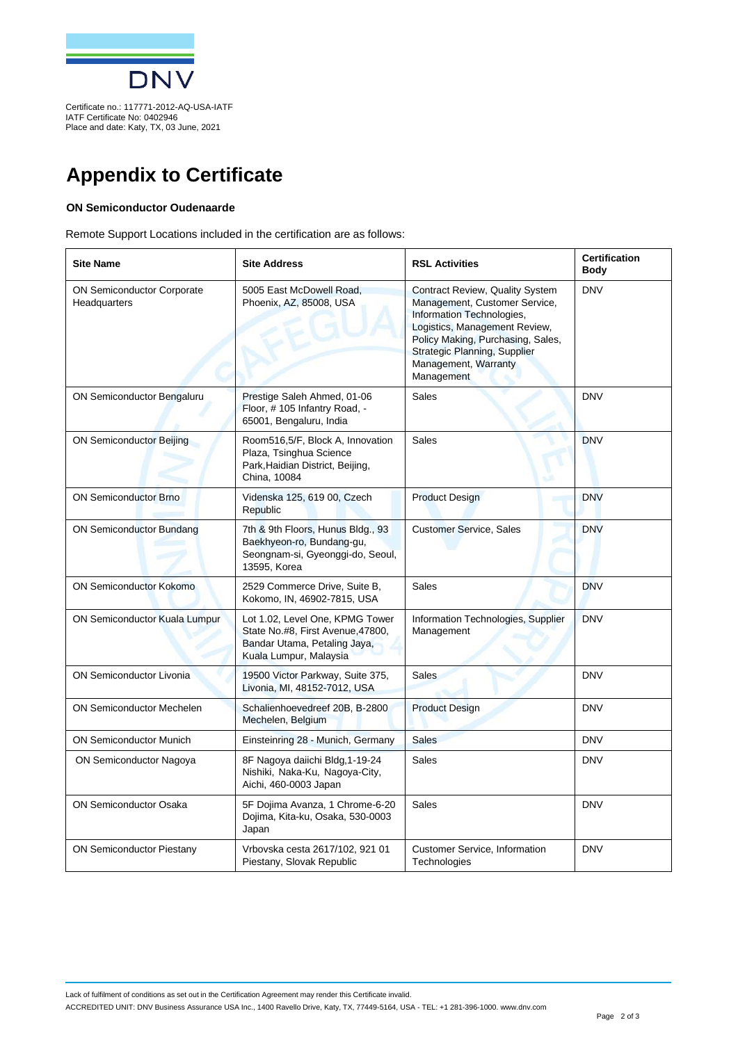Certificate no.: 117771-2012-AQ-USA-IATF
IATF Certificate No: 0402946
Place and date: Katy, TX, 03 June, 2021

# Appendix to Certificate

**ON Semiconductor Oudenaarde**

Remote Support Locations included in the certification are as follows:

| Site Name | Site Address | RSL Activities | Certification Body |
|---|---|---|---|
| ON Semiconductor Corporate Headquarters | 5005 East McDowell Road, Phoenix, AZ, 85008, USA | Contract Review, Quality System Management, Customer Service, Information Technologies, Logistics, Management Review, Policy Making, Purchasing, Sales, Strategic Planning, Supplier Management, Warranty Management | DNV |
| ON Semiconductor Bengaluru | Prestige Saleh Ahmed, 01-06 Floor, # 105 Infantry Road, - 65001, Bengaluru, India | Sales | DNV |
| ON Semiconductor Beijing | Room516,5/F, Block A, Innovation Plaza, Tsinghua Science Park,Haidian District, Beijing, China, 10084 | Sales | DNV |
| ON Semiconductor Brno | Videnska 125, 619 00, Czech Republic | Product Design | DNV |
| ON Semiconductor Bundang | 7th & 9th Floors, Hunus Bldg., 93 Baekhyeon-ro, Bundang-gu, Seongnam-si, Gyeonggi-do, Seoul, 13595, Korea | Customer Service, Sales | DNV |
| ON Semiconductor Kokomo | 2529 Commerce Drive, Suite B, Kokomo, IN, 46902-7815, USA | Sales | DNV |
| ON Semiconductor Kuala Lumpur | Lot 1.02, Level One, KPMG Tower State No.#8, First Avenue,47800, Bandar Utama, Petaling Jaya, Kuala Lumpur, Malaysia | Information Technologies, Supplier Management | DNV |
| ON Semiconductor Livonia | 19500 Victor Parkway, Suite 375, Livonia, MI, 48152-7012, USA | Sales | DNV |
| ON Semiconductor Mechelen | Schalienhoevedreef 20B, B-2800 Mechelen, Belgium | Product Design | DNV |
| ON Semiconductor Munich | Einsteinring 28 - Munich, Germany | Sales | DNV |
| ON Semiconductor Nagoya | 8F Nagoya daiichi Bldg,1-19-24 Nishiki, Naka-Ku, Nagoya-City, Aichi, 460-0003 Japan | Sales | DNV |
| ON Semiconductor Osaka | 5F Dojima Avanza, 1 Chrome-6-20 Dojima, Kita-ku, Osaka, 530-0003 Japan | Sales | DNV |
| ON Semiconductor Piestany | Vrbovska cesta 2617/102, 921 01 Piestany, Slovak Republic | Customer Service, Information Technologies | DNV |

Lack of fulfilment of conditions as set out in the Certification Agreement may render this Certificate invalid.

ACCREDITED UNIT: DNV Business Assurance USA Inc., 1400 Ravello Drive, Katy, TX, 77449-5164, USA - TEL: +1 281-396-1000. www.dnv.com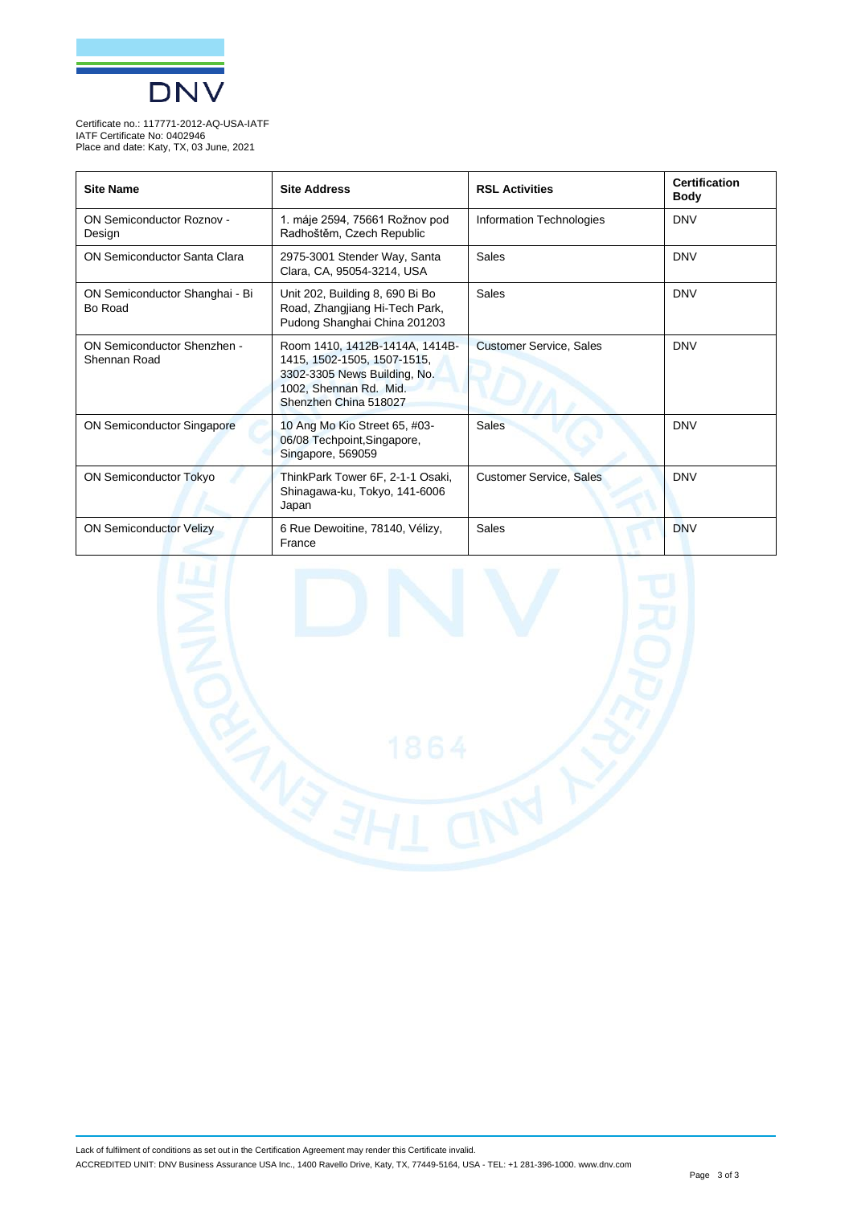Certificate no.: 117771-2012-AQ-USA-IATF
IATF Certificate No: 0402946
Place and date: Katy, TX, 03 June, 2021

| Site Name | Site Address | RSL Activities | Certification Body |
|---|---|---|---|
| ON Semiconductor Roznov - Design | 1. máje 2594, 75661 Rožnov pod Radhoštěm, Czech Republic | Information Technologies | DNV |
| ON Semiconductor Santa Clara | 2975-3001 Stender Way, Santa Clara, CA, 95054-3214, USA | Sales | DNV |
| ON Semiconductor Shanghai - Bi Bo Road | Unit 202, Building 8, 690 Bi Bo Road, Zhangjiang Hi-Tech Park, Pudong Shanghai China 201203 | Sales | DNV |
| ON Semiconductor Shenzhen - Shennan Road | Room 1410, 1412B-1414A, 1414B-1415, 1502-1505, 1507-1515, 3302-3305 News Building, No. 1002, Shennan Rd. Mid. Shenzhen China 518027 | Customer Service, Sales | DNV |
| ON Semiconductor Singapore | 10 Ang Mo Kio Street 65, #03-06/08 Techpoint,Singapore, Singapore, 569059 | Sales | DNV |
| ON Semiconductor Tokyo | ThinkPark Tower 6F, 2-1-1 Osaki, Shinagawa-ku, Tokyo, 141-6006 Japan | Customer Service, Sales | DNV |
| ON Semiconductor Velizy | 6 Rue Dewoitine, 78140, Vélizy, France | Sales | DNV |

Lack of fulfilment of conditions as set out in the Certification Agreement may render this Certificate invalid.

ACCREDITED UNIT: DNV Business Assurance USA Inc., 1400 Ravello Drive, Katy, TX, 77449-5164, USA - TEL: +1 281-396-1000. www.dnv.com